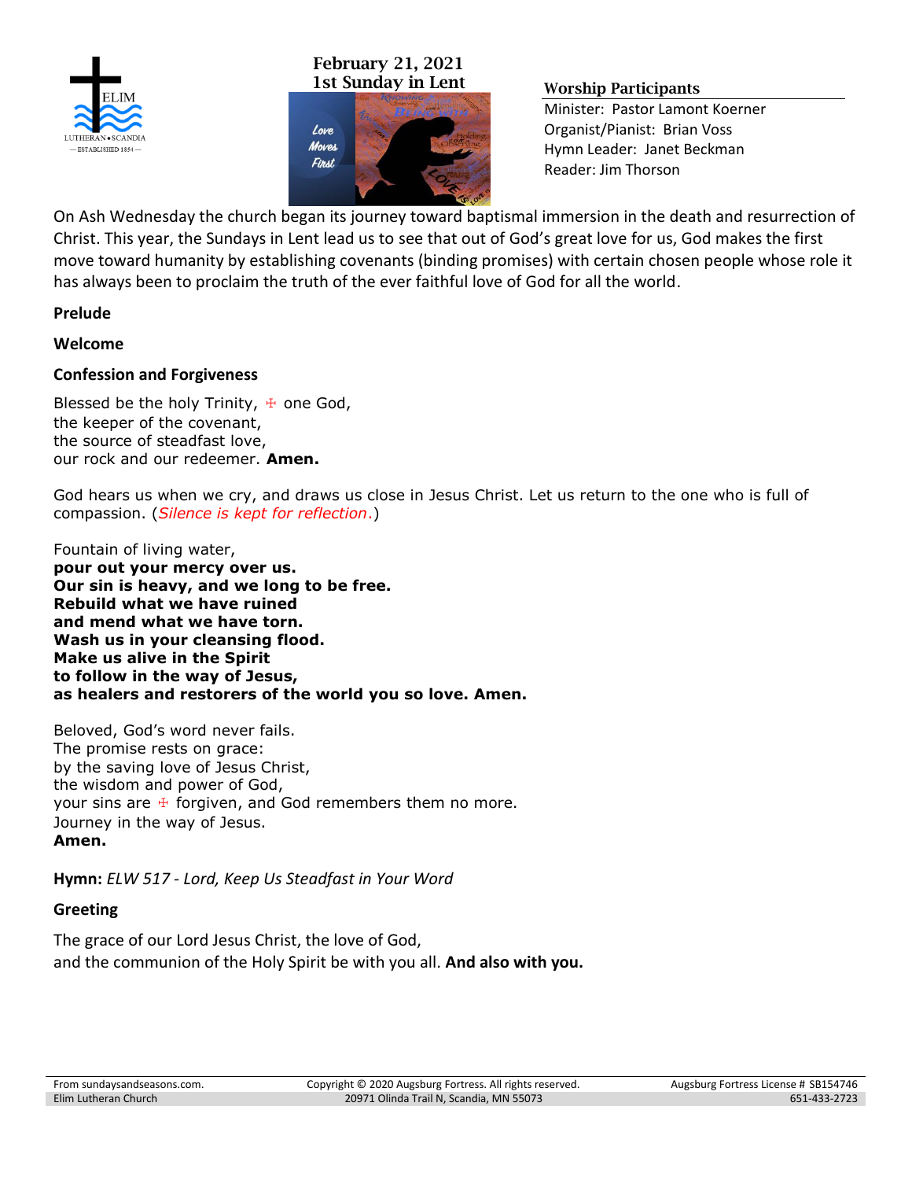February 21, 2021
1st Sunday in Lent

### Worship Participants

Minister: Pastor Lamont Koerner
Organist/Pianist: Brian Voss
Hymn Leader: Janet Beckman
Reader: Jim Thorson

On Ash Wednesday the church began its journey toward baptismal immersion in the death and resurrection of Christ. This year, the Sundays in Lent lead us to see that out of God's great love for us, God makes the first move toward humanity by establishing covenants (binding promises) with certain chosen people whose role it has always been to proclaim the truth of the ever faithful love of God for all the world.

**Prelude**

**Welcome**

**Confession and Forgiveness**

Blessed be the holy Trinity, ☩ one God,
the keeper of the covenant,
the source of steadfast love,
our rock and our redeemer. **Amen.**

God hears us when we cry, and draws us close in Jesus Christ. Let us return to the one who is full of compassion. (*Silence is kept for reflection.*)

Fountain of living water,
**pour out your mercy over us.**
**Our sin is heavy, and we long to be free.**
**Rebuild what we have ruined**
**and mend what we have torn.**
**Wash us in your cleansing flood.**
**Make us alive in the Spirit**
**to follow in the way of Jesus,**
**as healers and restorers of the world you so love. Amen.**

Beloved, God's word never fails.
The promise rests on grace:
by the saving love of Jesus Christ,
the wisdom and power of God,
your sins are ☩ forgiven, and God remembers them no more.
Journey in the way of Jesus.
**Amen.**

**Hymn:** *ELW 517 - Lord, Keep Us Steadfast in Your Word*

**Greeting**

The grace of our Lord Jesus Christ, the love of God,
and the communion of the Holy Spirit be with you all. **And also with you.**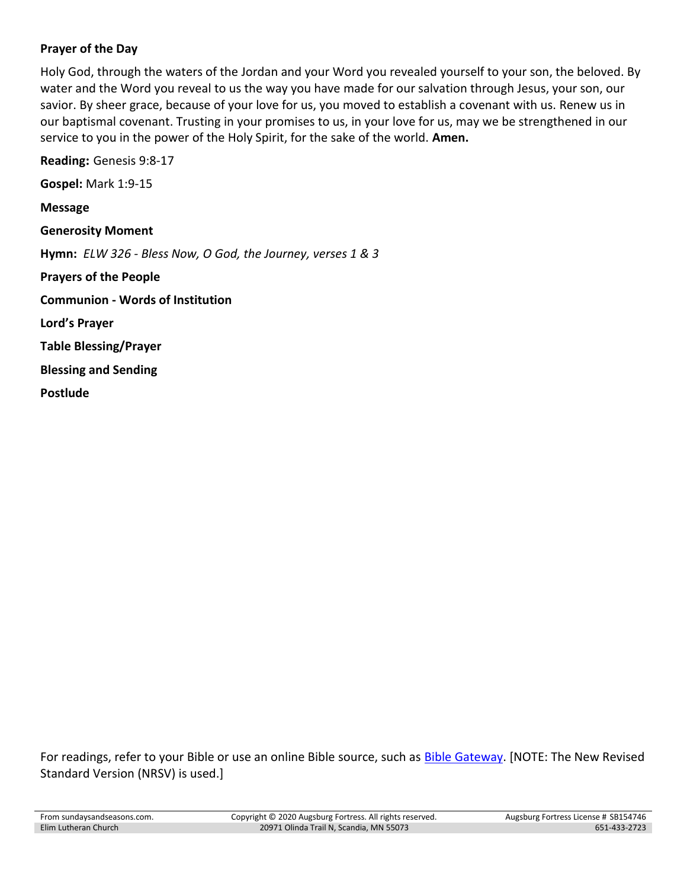**Prayer of the Day**

Holy God, through the waters of the Jordan and your Word you revealed yourself to your son, the beloved. By water and the Word you reveal to us the way you have made for our salvation through Jesus, your son, our savior. By sheer grace, because of your love for us, you moved to establish a covenant with us. Renew us in our baptismal covenant. Trusting in your promises to us, in your love for us, may we be strengthened in our service to you in the power of the Holy Spirit, for the sake of the world. **Amen.**

**Reading:** Genesis 9:8-17

**Gospel:** Mark 1:9-15

**Message**

**Generosity Moment**

**Hymn:** *ELW 326 - Bless Now, O God, the Journey, verses 1 & 3*

**Prayers of the People**

**Communion - Words of Institution**

**Lord's Prayer**

**Table Blessing/Prayer**

**Blessing and Sending**

**Postlude**

For readings, refer to your Bible or use an online Bible source, such as Bible Gateway. [NOTE: The New Revised Standard Version (NRSV) is used.]

From sundaysandseasons.com. Copyright © 2020 Augsburg Fortress. All rights reserved. Augsburg Fortress License # SB154746
Elim Lutheran Church 20971 Olinda Trail N, Scandia, MN 55073 651-433-2723